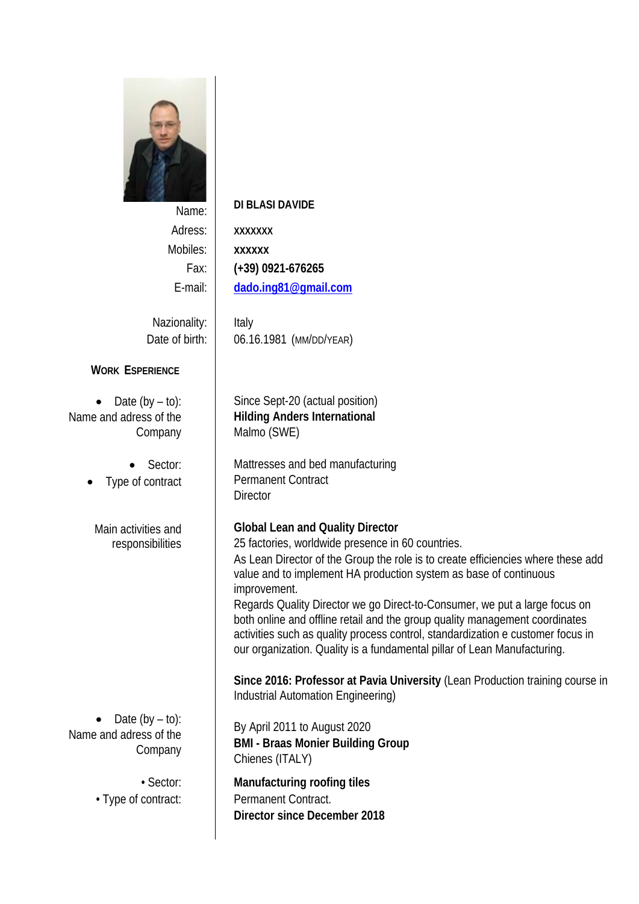| | |
|---|---|
| Name: | **DI BLASI DAVIDE** |
| Adress: | **xxxxxxx** |
| Mobiles: | **xxxxxx** |
| Fax: | **(+39) 0921-676265** |
| E-mail: | **dado.ing81@gmail.com** |
| Nazionality: | Italy |
| Date of birth: | 06.16.1981 (MM/DD/YEAR) |

## WORK ESPERIENCE

| | |
|---|---|
| • Date (by – to): Name and adress of the Company | Since Sept-20 (actual position)<br>**Hilding Anders International**<br>Malmo (SWE) |
| • Sector:<br>• Type of contract | Mattresses and bed manufacturing<br>Permanent Contract<br>Director |
| Main activities and responsibilities | **Global Lean and Quality Director**<br>25 factories, worldwide presence in 60 countries.<br>As Lean Director of the Group the role is to create efficiencies where these add value and to implement HA production system as base of continuous improvement.<br>Regards Quality Director we go Direct-to-Consumer, we put a large focus on both online and offline retail and the group quality management coordinates activities such as quality process control, standardization e customer focus in our organization. Quality is a fundamental pillar of Lean Manufacturing.<br><br>**Since 2016: Professor at Pavia University** (Lean Production training course in Industrial Automation Engineering) |
| • Date (by – to): Name and adress of the Company | By April 2011 to August 2020<br>**BMI - Braas Monier Building Group**<br>Chienes (ITALY) |
| • Sector:<br>• Type of contract: | **Manufacturing roofing tiles**<br>Permanent Contract.<br>**Director since December 2018** |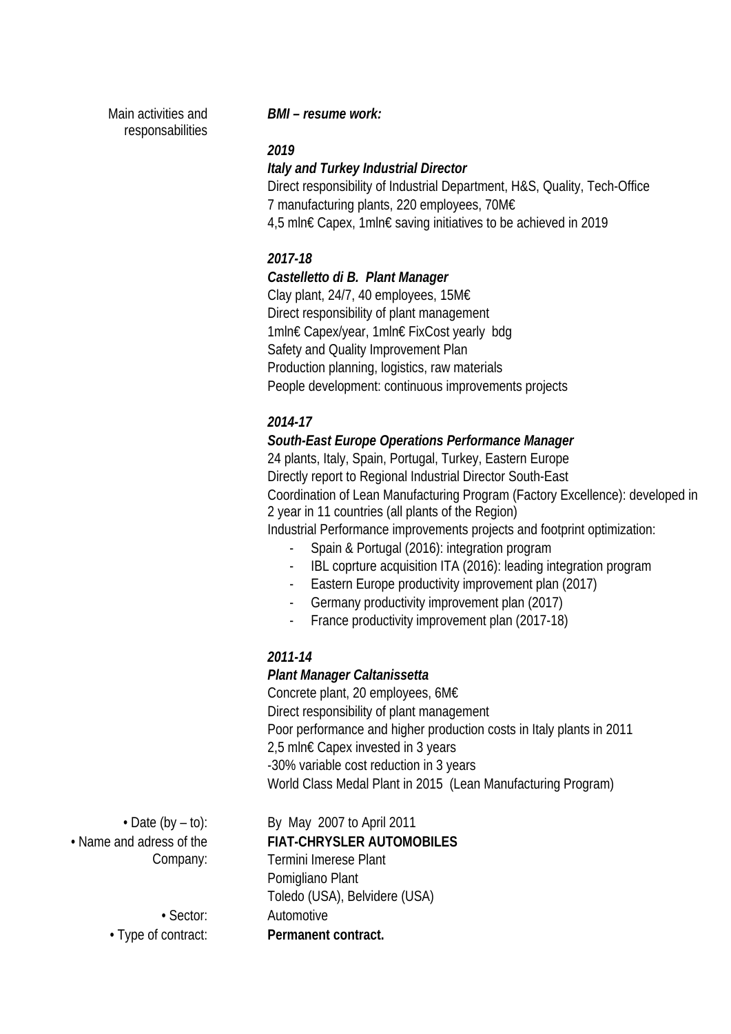Main activities and responsabilities

***BMI – resume work:***

***2019***
***Italy and Turkey Industrial Director***
Direct responsibility of Industrial Department, H&S, Quality, Tech-Office
7 manufacturing plants, 220 employees, 70M€
4,5 mln€ Capex, 1mln€ saving initiatives to be achieved in 2019

***2017-18***
***Castelletto di B. Plant Manager***
Clay plant, 24/7, 40 employees, 15M€
Direct responsibility of plant management
1mln€ Capex/year, 1mln€ FixCost yearly bdg
Safety and Quality Improvement Plan
Production planning, logistics, raw materials
People development: continuous improvements projects

***2014-17***
***South-East Europe Operations Performance Manager***
24 plants, Italy, Spain, Portugal, Turkey, Eastern Europe
Directly report to Regional Industrial Director South-East
Coordination of Lean Manufacturing Program (Factory Excellence): developed in 2 year in 11 countries (all plants of the Region)
Industrial Performance improvements projects and footprint optimization:

- Spain & Portugal (2016): integration program
- IBL coprture acquisition ITA (2016): leading integration program
- Eastern Europe productivity improvement plan (2017)
- Germany productivity improvement plan (2017)
- France productivity improvement plan (2017-18)

***2011-14***
***Plant Manager Caltanissetta***
Concrete plant, 20 employees, 6M€
Direct responsibility of plant management
Poor performance and higher production costs in Italy plants in 2011
2,5 mln€ Capex invested in 3 years
-30% variable cost reduction in 3 years
World Class Medal Plant in 2015 (Lean Manufacturing Program)

• Date (by – to): By May 2007 to April 2011

• Name and adress of the Company: **FIAT-CHRYSLER AUTOMOBILES**
Termini Imerese Plant
Pomigliano Plant
Toledo (USA), Belvidere (USA)

• Sector: Automotive

• Type of contract: **Permanent contract.**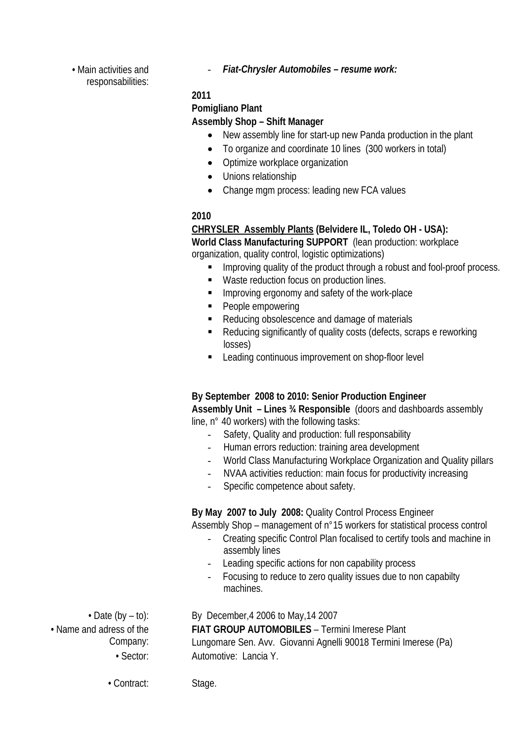• Main activities and responsabilities:

- ***Fiat-Chrysler Automobiles – resume work:***

**2011**
**Pomigliano Plant**
**Assembly Shop – Shift Manager**

- New assembly line for start-up new Panda production in the plant
- To organize and coordinate 10 lines (300 workers in total)
- Optimize workplace organization
- Unions relationship
- Change mgm process: leading new FCA values

**2010**
**<u>CHRYSLER Assembly Plants</u> (Belvidere IL, Toledo OH - USA):**
**World Class Manufacturing SUPPORT** (lean production: workplace organization, quality control, logistic optimizations)

- Improving quality of the product through a robust and fool-proof process.
- Waste reduction focus on production lines.
- Improving ergonomy and safety of the work-place
- People empowering
- Reducing obsolescence and damage of materials
- Reducing significantly of quality costs (defects, scraps e reworking losses)
- Leading continuous improvement on shop-floor level

**By September 2008 to 2010: Senior Production Engineer**
**Assembly Unit – Lines ¾ Responsible** (doors and dashboards assembly line, n° 40 workers) with the following tasks:

- Safety, Quality and production: full responsability
- Human errors reduction: training area development
- World Class Manufacturing Workplace Organization and Quality pillars
- NVAA activities reduction: main focus for productivity increasing
- Specific competence about safety.

**By May 2007 to July 2008:** Quality Control Process Engineer
Assembly Shop – management of n°15 workers for statistical process control

- Creating specific Control Plan focalised to certify tools and machine in assembly lines
- Leading specific actions for non capability process
- Focusing to reduce to zero quality issues due to non capabilty machines.

• Date (by – to): By December,4 2006 to May,14 2007

• Name and adress of the Company: **FIAT GROUP AUTOMOBILES** – Termini Imerese Plant
Lungomare Sen. Avv. Giovanni Agnelli 90018 Termini Imerese (Pa)

• Sector: Automotive: Lancia Y.

• Contract: Stage.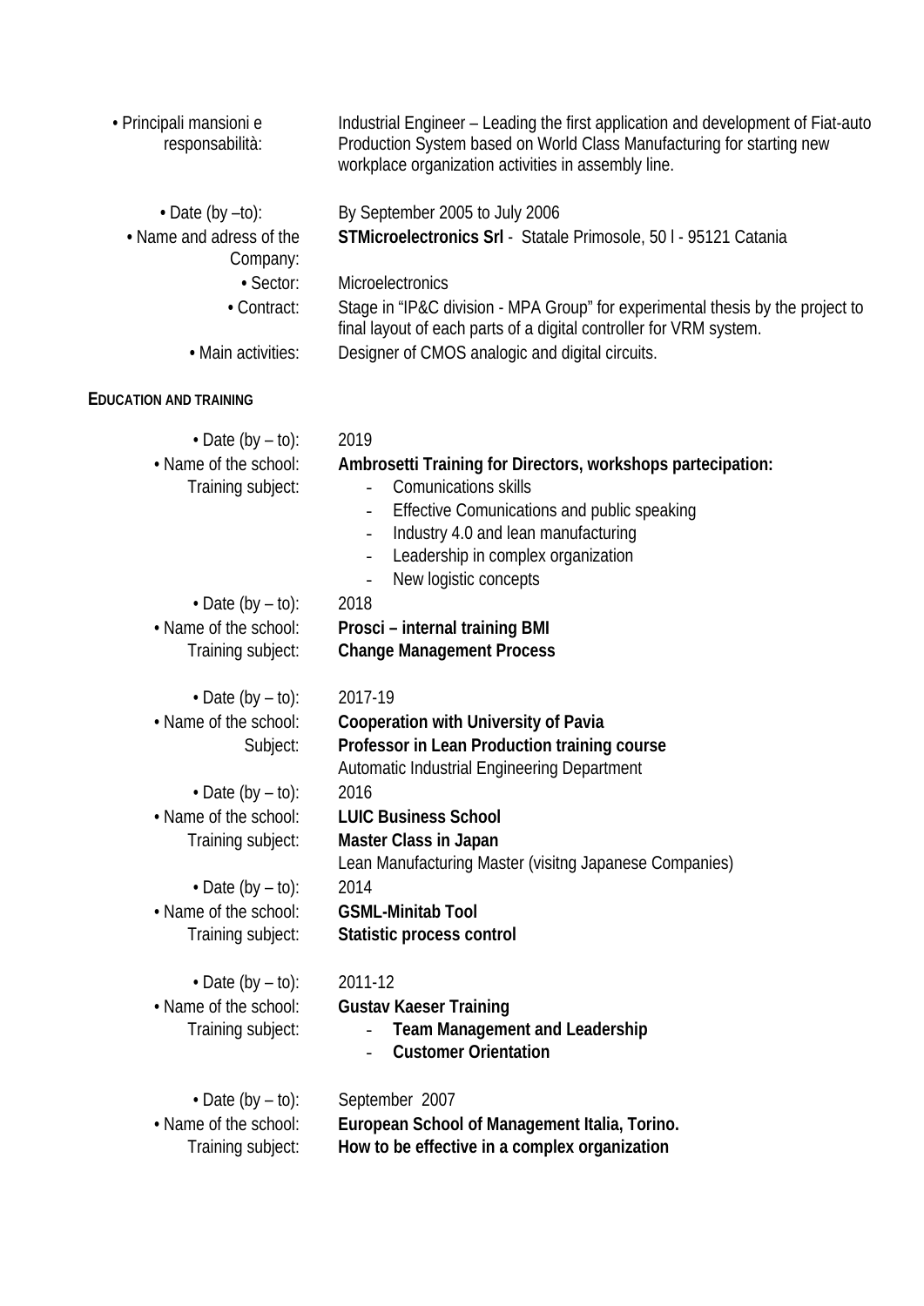• Principali mansioni e responsabilità: Industrial Engineer – Leading the first application and development of Fiat-auto Production System based on World Class Manufacturing for starting new workplace organization activities in assembly line.

• Date (by –to): By September 2005 to July 2006
• Name and adress of the Company: **STMicroelectronics Srl** - Statale Primosole, 50 l - 95121 Catania
• Sector: Microelectronics
• Contract: Stage in "IP&C division - MPA Group" for experimental thesis by the project to final layout of each parts of a digital controller for VRM system.
• Main activities: Designer of CMOS analogic and digital circuits.

## EDUCATION AND TRAINING

• Date (by – to): 2019
• Name of the school: **Ambrosetti Training for Directors, workshops partecipation:**
Training subject:
- Comunications skills
- Effective Comunications and public speaking
- Industry 4.0 and lean manufacturing
- Leadership in complex organization
- New logistic concepts

• Date (by – to): 2018
• Name of the school: **Prosci – internal training BMI**
Training subject: **Change Management Process**

• Date (by – to): 2017-19
• Name of the school: **Cooperation with University of Pavia**
Subject: **Professor in Lean Production training course**
Automatic Industrial Engineering Department

• Date (by – to): 2016
• Name of the school: **LUIC Business School**
Training subject: **Master Class in Japan**
Lean Manufacturing Master (visitng Japanese Companies)

• Date (by – to): 2014
• Name of the school: **GSML-Minitab Tool**
Training subject: **Statistic process control**

• Date (by – to): 2011-12
• Name of the school: **Gustav Kaeser Training**
Training subject:
- **Team Management and Leadership**
- **Customer Orientation**

• Date (by – to): September 2007
• Name of the school: **European School of Management Italia, Torino.**
Training subject: **How to be effective in a complex organization**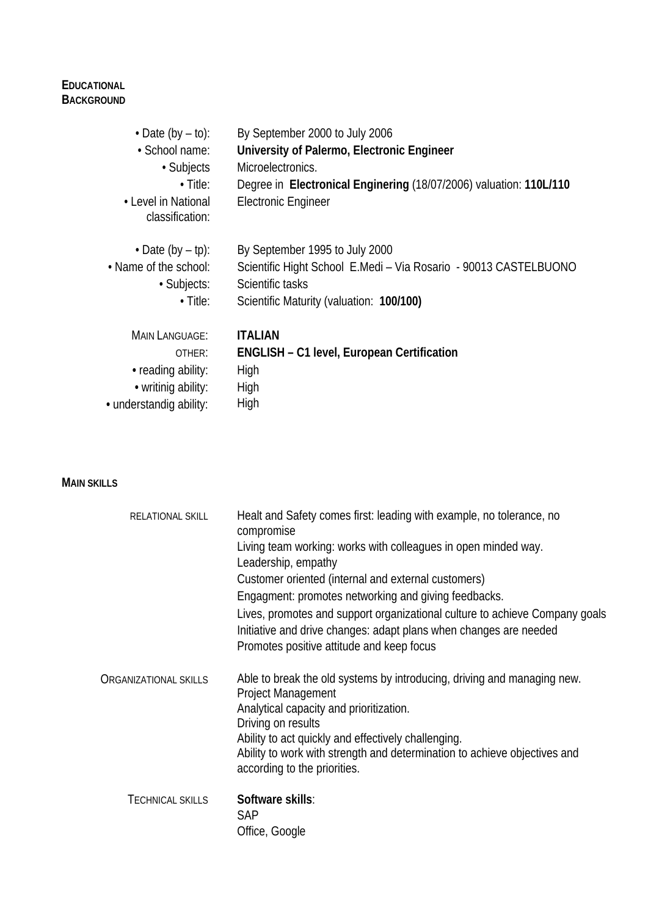## EDUCATIONAL BACKGROUND

| | |
|---|---|
| • Date (by – to): | By September 2000 to July 2006 |
| • School name: | **University of Palermo, Electronic Engineer** |
| • Subjects | Microelectronics. |
| • Title: | Degree in **Electronical Enginering** (18/07/2006) valuation: **110L/110** |
| • Level in National classification: | Electronic Engineer |
| • Date (by – tp): | By September 1995 to July 2000 |
| • Name of the school: | Scientific Hight School E.Medi – Via Rosario - 90013 CASTELBUONO |
| • Subjects: | Scientific tasks |
| • Title: | Scientific Maturity (valuation: **100/100)** |

| | |
|---|---|
| MAIN LANGUAGE: | **ITALIAN** |
| OTHER: | **ENGLISH – C1 level, European Certification** |
| • reading ability: | High |
| • writinig ability: | High |
| • understandig ability: | High |

## MAIN SKILLS

**RELATIONAL SKILL**

Healt and Safety comes first: leading with example, no tolerance, no compromise
Living team working: works with colleagues in open minded way.
Leadership, empathy
Customer oriented (internal and external customers)
Engagment: promotes networking and giving feedbacks.
Lives, promotes and support organizational culture to achieve Company goals
Initiative and drive changes: adapt plans when changes are needed
Promotes positive attitude and keep focus

**ORGANIZATIONAL SKILLS**

Able to break the old systems by introducing, driving and managing new.
Project Management
Analytical capacity and prioritization.
Driving on results
Ability to act quickly and effectively challenging.
Ability to work with strength and determination to achieve objectives and according to the priorities.

**TECHNICAL SKILLS**

**Software skills**:
SAP
Office, Google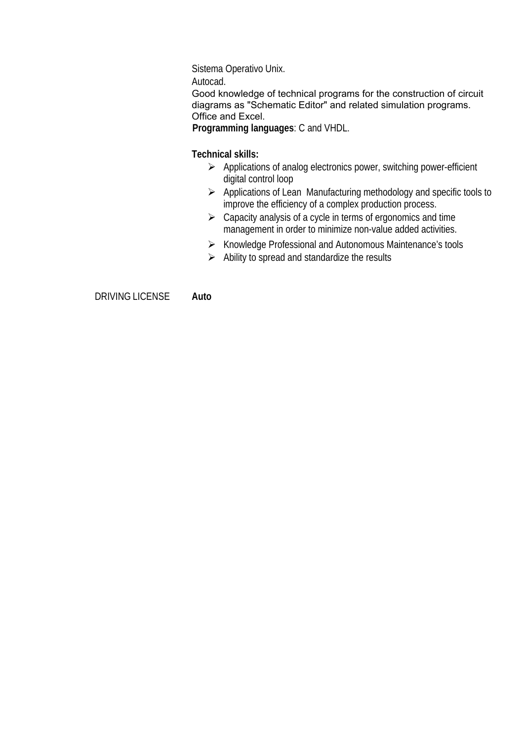Sistema Operativo Unix.
Autocad.
Good knowledge of technical programs for the construction of circuit diagrams as "Schematic Editor" and related simulation programs.
Office and Excel.
**Programming languages**: C and VHDL.

**Technical skills:**

- Applications of analog electronics power, switching power-efficient digital control loop
- Applications of Lean Manufacturing methodology and specific tools to improve the efficiency of a complex production process.
- Capacity analysis of a cycle in terms of ergonomics and time management in order to minimize non-value added activities.
- Knowledge Professional and Autonomous Maintenance's tools
- Ability to spread and standardize the results

DRIVING LICENSE **Auto**